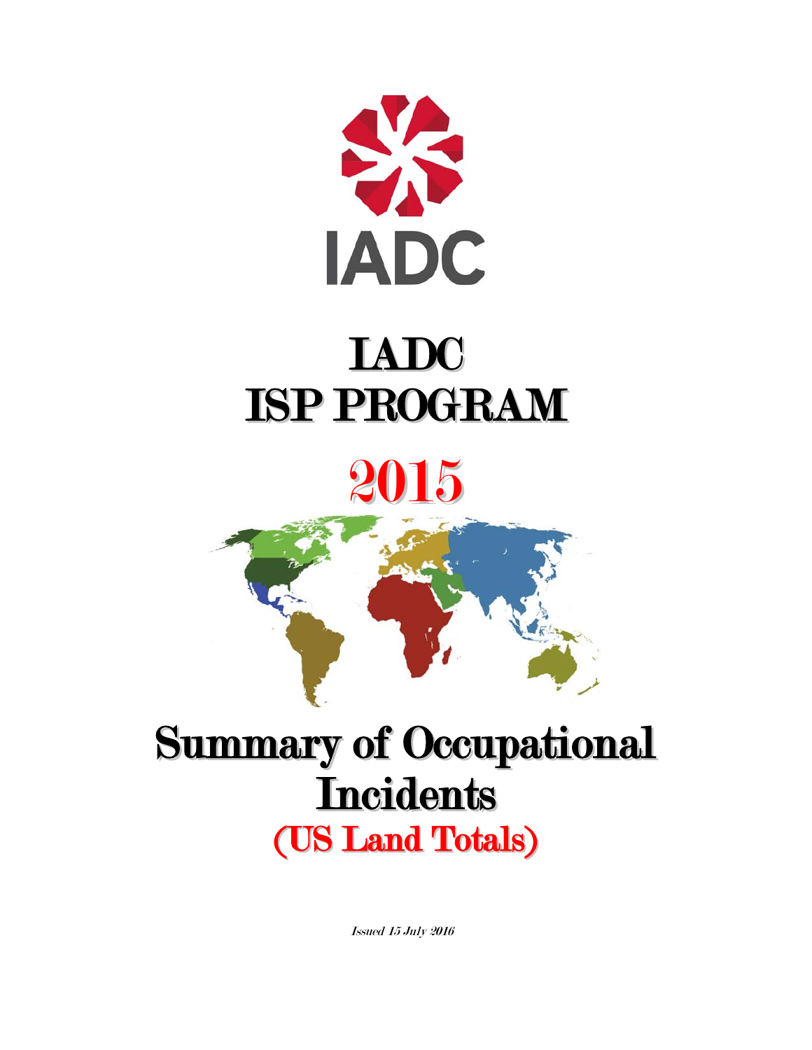IADC

# IADC
# ISP PROGRAM

# 2015

# Summary of Occupational Incidents
## (US Land Totals)

*Issued 15 July 2016*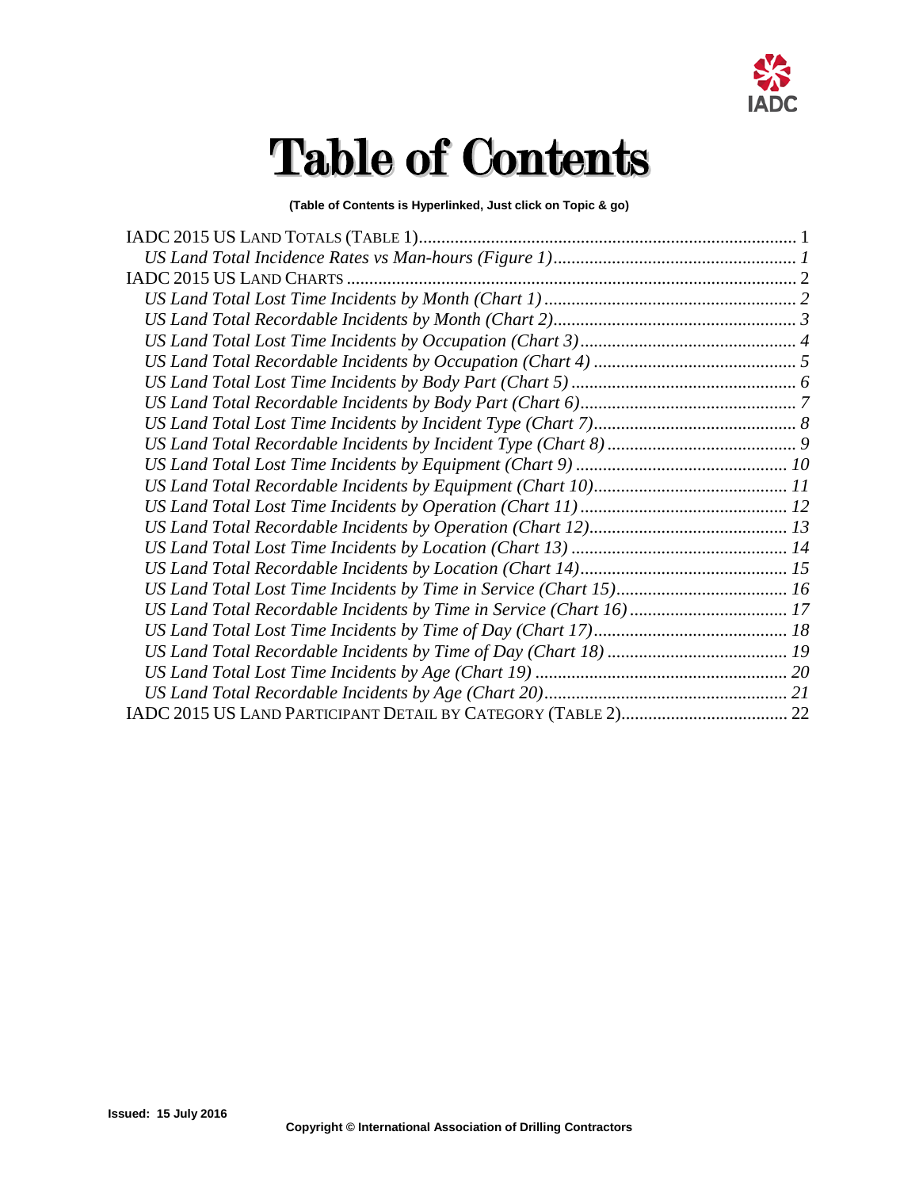# Table of Contents

**(Table of Contents is Hyperlinked, Just click on Topic & go)**

IADC 2015 US LAND TOTALS (TABLE 1)........................................................................................ 1
  *US Land Total Incidence Rates vs Man-hours (Figure 1)........................................................ 1*
IADC 2015 US LAND CHARTS ........................................................................................................ 2
  *US Land Total Lost Time Incidents by Month (Chart 1) ........................................................ 2*
  *US Land Total Recordable Incidents by Month (Chart 2)........................................................ 3*
  *US Land Total Lost Time Incidents by Occupation (Chart 3).................................................. 4*
  *US Land Total Recordable Incidents by Occupation (Chart 4) .............................................. 5*
  *US Land Total Lost Time Incidents by Body Part (Chart 5) .................................................. 6*
  *US Land Total Recordable Incidents by Body Part (Chart 6).................................................. 7*
  *US Land Total Lost Time Incidents by Incident Type (Chart 7).............................................. 8*
  *US Land Total Recordable Incidents by Incident Type (Chart 8) ........................................... 9*
  *US Land Total Lost Time Incidents by Equipment (Chart 9) ............................................... 10*
  *US Land Total Recordable Incidents by Equipment (Chart 10)............................................ 11*
  *US Land Total Lost Time Incidents by Operation (Chart 11) .............................................. 12*
  *US Land Total Recordable Incidents by Operation (Chart 12)............................................. 13*
  *US Land Total Lost Time Incidents by Location (Chart 13) ................................................ 14*
  *US Land Total Recordable Incidents by Location (Chart 14).............................................. 15*
  *US Land Total Lost Time Incidents by Time in Service (Chart 15)...................................... 16*
  *US Land Total Recordable Incidents by Time in Service (Chart 16) ................................... 17*
  *US Land Total Lost Time Incidents by Time of Day (Chart 17)........................................... 18*
  *US Land Total Recordable Incidents by Time of Day (Chart 18) ........................................ 19*
  *US Land Total Lost Time Incidents by Age (Chart 19) ........................................................ 20*
  *US Land Total Recordable Incidents by Age (Chart 20)...................................................... 21*
IADC 2015 US LAND PARTICIPANT DETAIL BY CATEGORY (TABLE 2)..................................... 22

**Issued: 15 July 2016**

**Copyright © International Association of Drilling Contractors**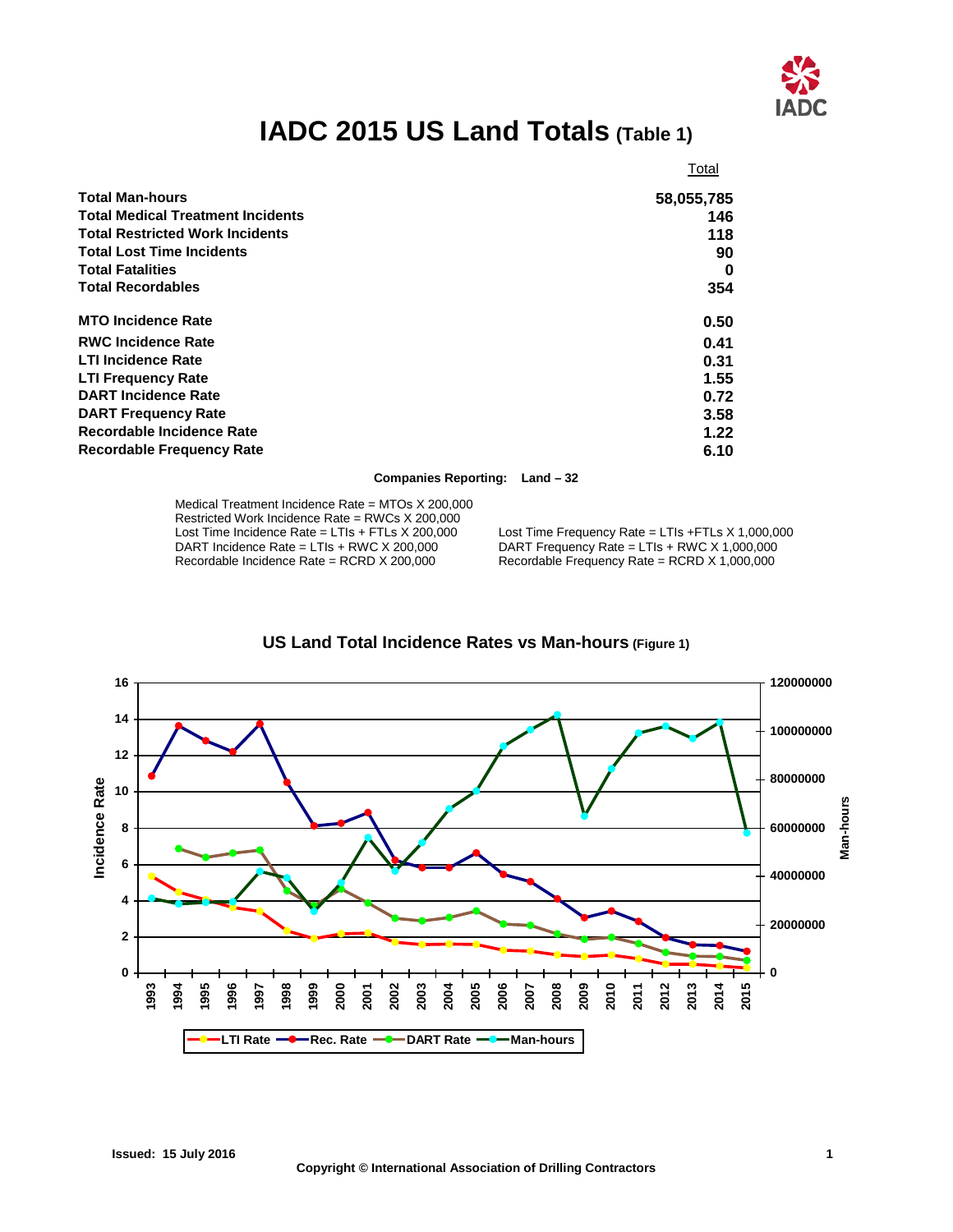# IADC 2015 US Land Totals (Table 1)

| | Total |
|---|---|
| **Total Man-hours** | **58,055,785** |
| **Total Medical Treatment Incidents** | **146** |
| **Total Restricted Work Incidents** | **118** |
| **Total Lost Time Incidents** | **90** |
| **Total Fatalities** | **0** |
| **Total Recordables** | **354** |
| **MTO Incidence Rate** | **0.50** |
| **RWC Incidence Rate** | **0.41** |
| **LTI Incidence Rate** | **0.31** |
| **LTI Frequency Rate** | **1.55** |
| **DART Incidence Rate** | **0.72** |
| **DART Frequency Rate** | **3.58** |
| **Recordable Incidence Rate** | **1.22** |
| **Recordable Frequency Rate** | **6.10** |

**Companies Reporting: Land – 32**

Medical Treatment Incidence Rate = MTOs X 200,000
Restricted Work Incidence Rate = RWCs X 200,000
Lost Time Incidence Rate = LTIs + FTLs X 200,000
DART Incidence Rate = LTIs + RWC X 200,000
Recordable Incidence Rate = RCRD X 200,000

Lost Time Frequency Rate = LTIs +FTLs X 1,000,000
DART Frequency Rate = LTIs + RWC X 1,000,000
Recordable Frequency Rate = RCRD X 1,000,000

## US Land Total Incidence Rates vs Man-hours (Figure 1)

Issued: 15 July 2016

Copyright © International Association of Drilling Contractors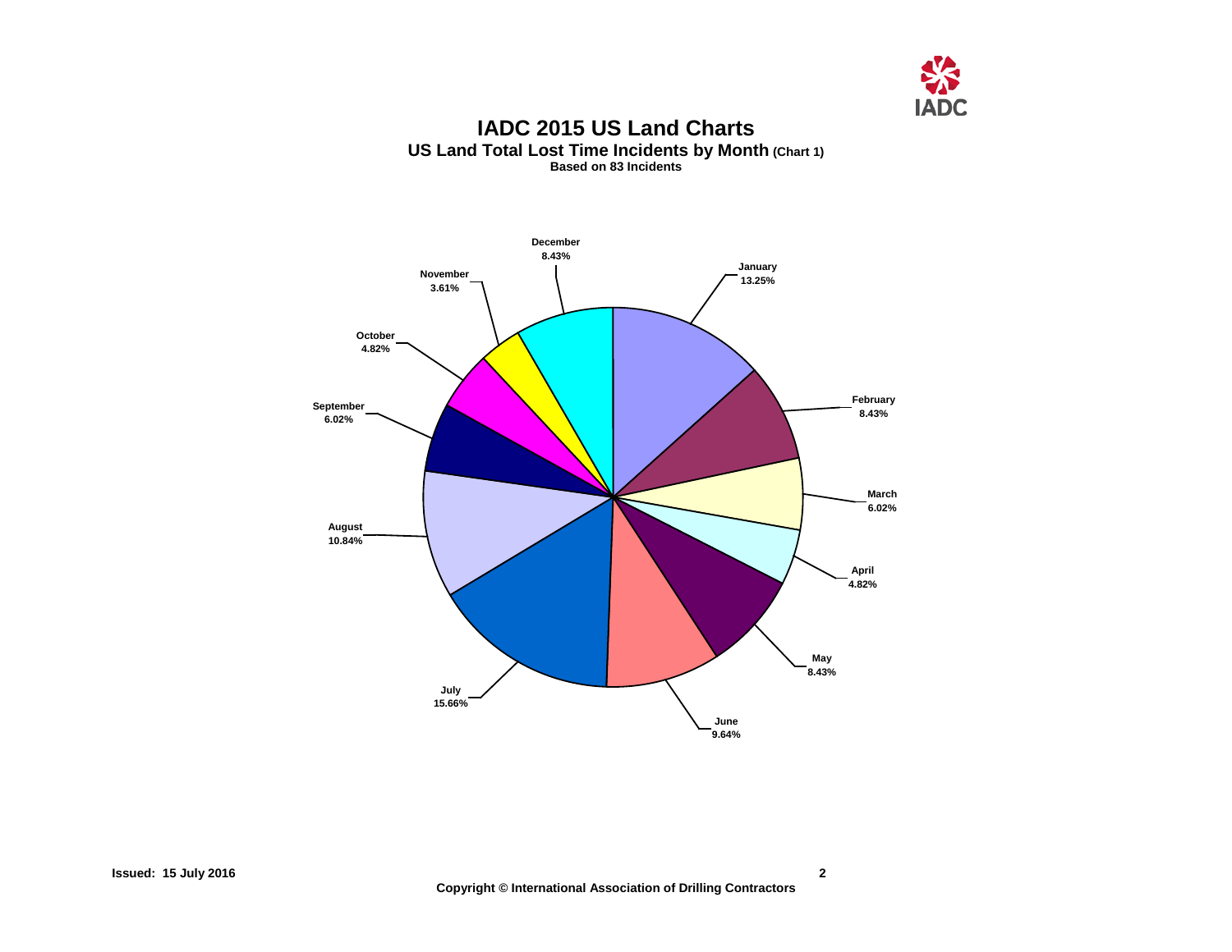# IADC 2015 US Land Charts

## US Land Total Lost Time Incidents by Month (Chart 1)

**Based on 83 Incidents**

| Month | Percentage |
| --- | --- |
| January | 13.25% |
| February | 8.43% |
| March | 6.02% |
| April | 4.82% |
| May | 8.43% |
| June | 9.64% |
| July | 15.66% |
| August | 10.84% |
| September | 6.02% |
| October | 4.82% |
| November | 3.61% |
| December | 8.43% |

**Issued: 15 July 2016**

**Copyright © International Association of Drilling Contractors**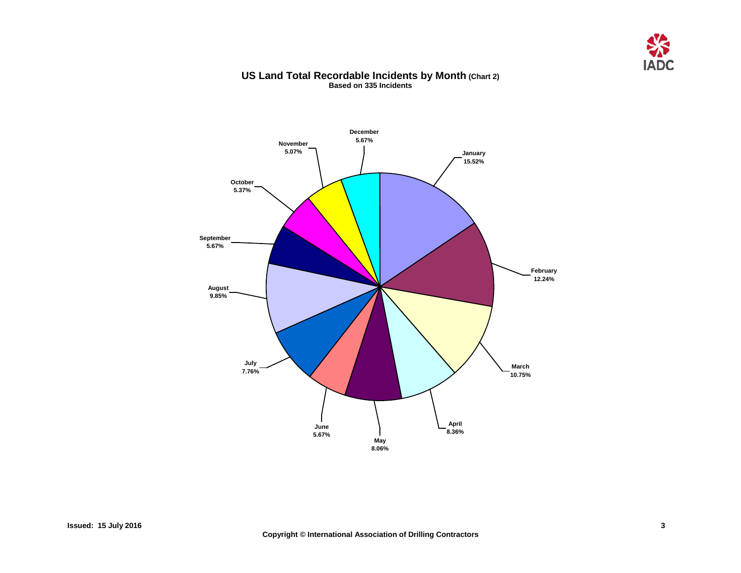# US Land Total Recordable Incidents by Month (Chart 2)

**Based on 335 Incidents**

| Month | Percentage |
|---|---|
| January | 15.52% |
| February | 12.24% |
| March | 10.75% |
| April | 8.36% |
| May | 8.06% |
| June | 5.67% |
| July | 7.76% |
| August | 9.85% |
| September | 5.67% |
| October | 5.37% |
| November | 5.07% |
| December | 5.67% |

**Issued: 15 July 2016**

**Copyright © International Association of Drilling Contractors**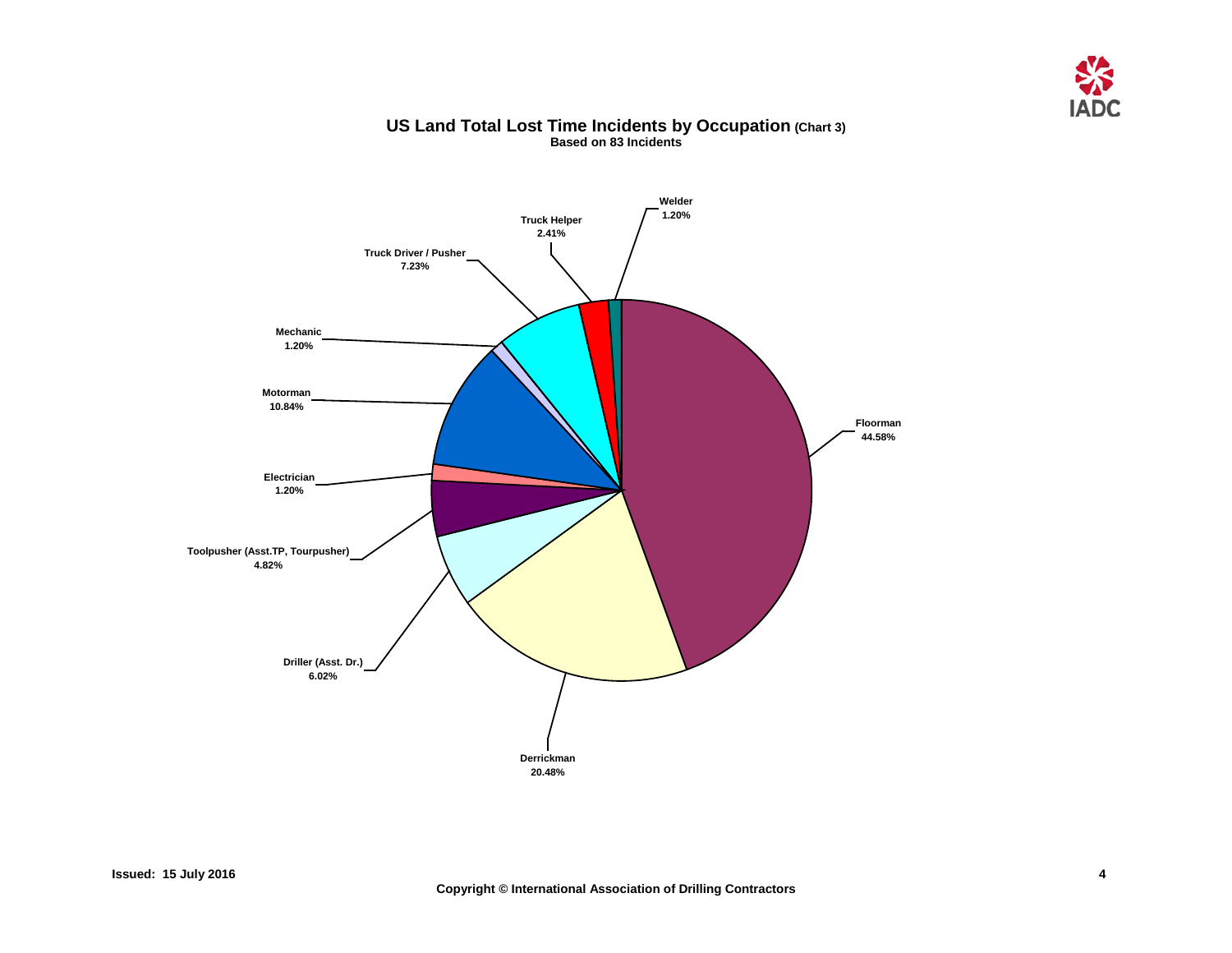# US Land Total Lost Time Incidents by Occupation (Chart 3)

**Based on 83 Incidents**

| Occupation | Percentage |
| --- | --- |
| Floorman | 44.58% |
| Derrickman | 20.48% |
| Driller (Asst. Dr.) | 6.02% |
| Toolpusher (Asst.TP, Tourpusher) | 4.82% |
| Electrician | 1.20% |
| Motorman | 10.84% |
| Mechanic | 1.20% |
| Truck Driver / Pusher | 7.23% |
| Truck Helper | 2.41% |
| Welder | 1.20% |

Issued: 15 July 2016

Copyright © International Association of Drilling Contractors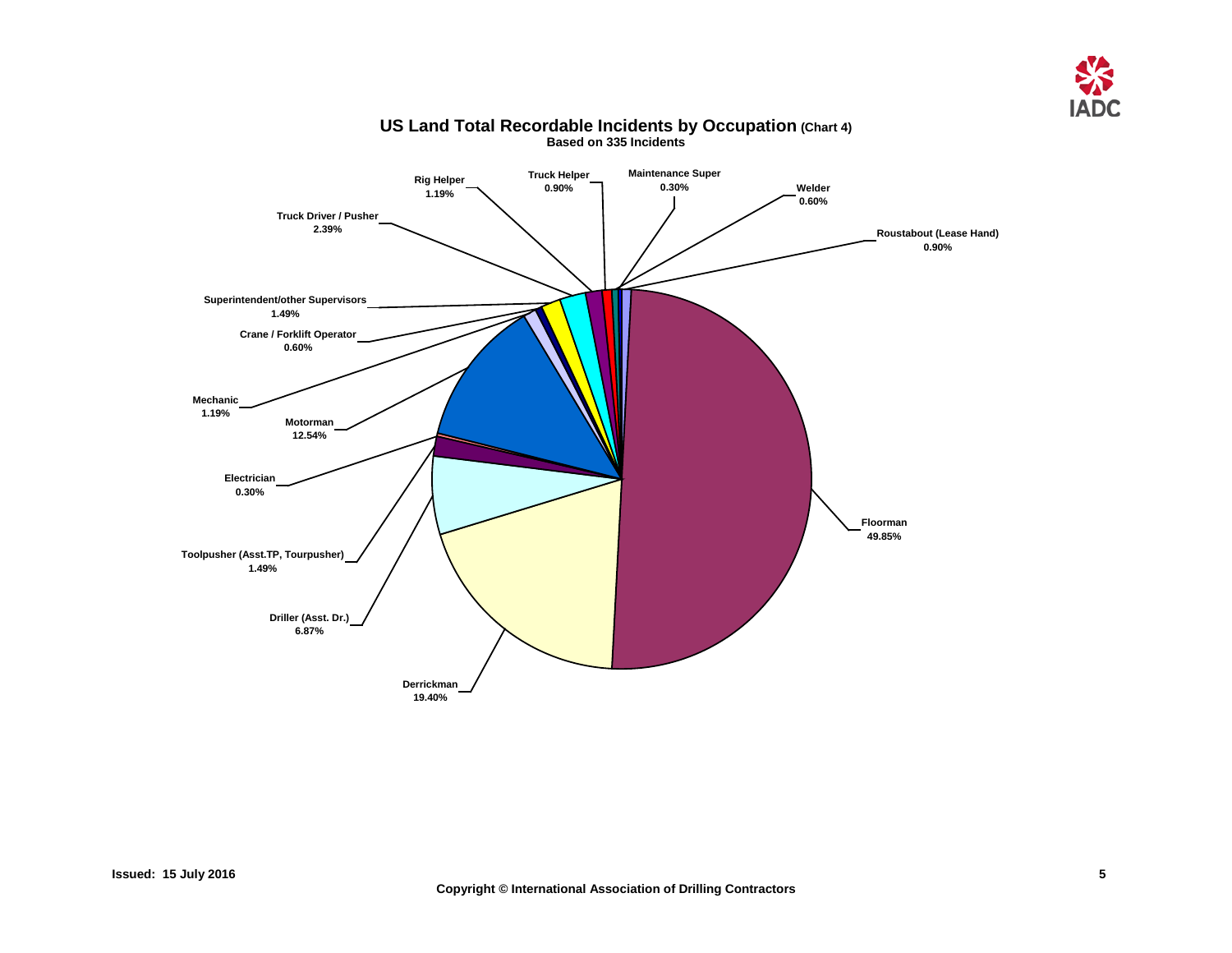# US Land Total Recordable Incidents by Occupation (Chart 4)

**Based on 335 Incidents**

| Occupation | Percentage |
|---|---|
| Floorman | 49.85% |
| Derrickman | 19.40% |
| Driller (Asst. Dr.) | 6.87% |
| Toolpusher (Asst.TP, Tourpusher) | 1.49% |
| Electrician | 0.30% |
| Motorman | 12.54% |
| Mechanic | 1.19% |
| Crane / Forklift Operator | 0.60% |
| Superintendent/other Supervisors | 1.49% |
| Truck Driver / Pusher | 2.39% |
| Rig Helper | 1.19% |
| Truck Helper | 0.90% |
| Maintenance Super | 0.30% |
| Welder | 0.60% |
| Roustabout (Lease Hand) | 0.90% |

Issued: 15 July 2016

Copyright © International Association of Drilling Contractors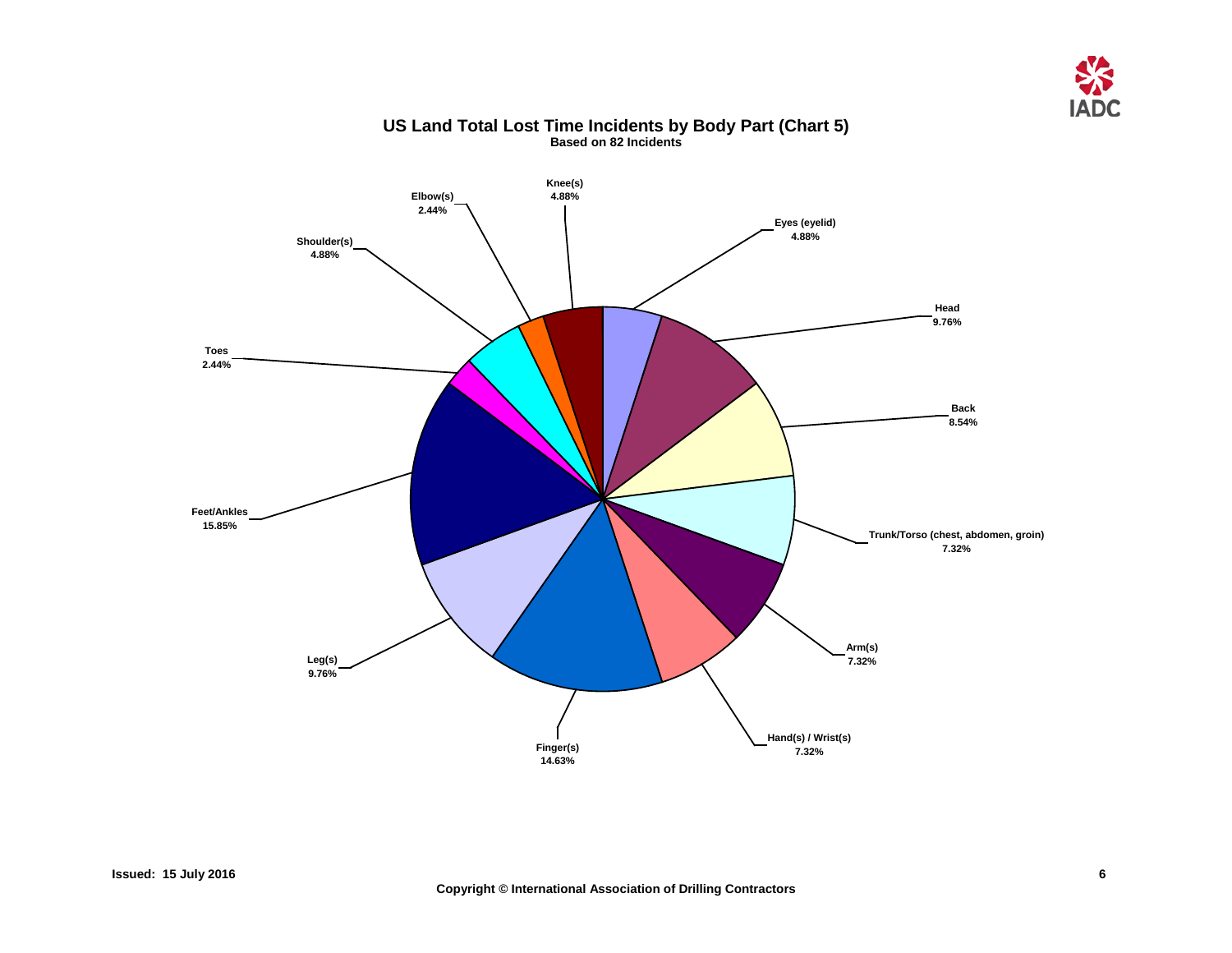# US Land Total Lost Time Incidents by Body Part (Chart 5)

**Based on 82 Incidents**

| Body Part | Percentage |
| --- | --- |
| Knee(s) | 4.88% |
| Eyes (eyelid) | 4.88% |
| Head | 9.76% |
| Back | 8.54% |
| Trunk/Torso (chest, abdomen, groin) | 7.32% |
| Arm(s) | 7.32% |
| Hand(s) / Wrist(s) | 7.32% |
| Finger(s) | 14.63% |
| Leg(s) | 9.76% |
| Feet/Ankles | 15.85% |
| Toes | 2.44% |
| Shoulder(s) | 4.88% |
| Elbow(s) | 2.44% |

**Issued: 15 July 2016**

**Copyright © International Association of Drilling Contractors**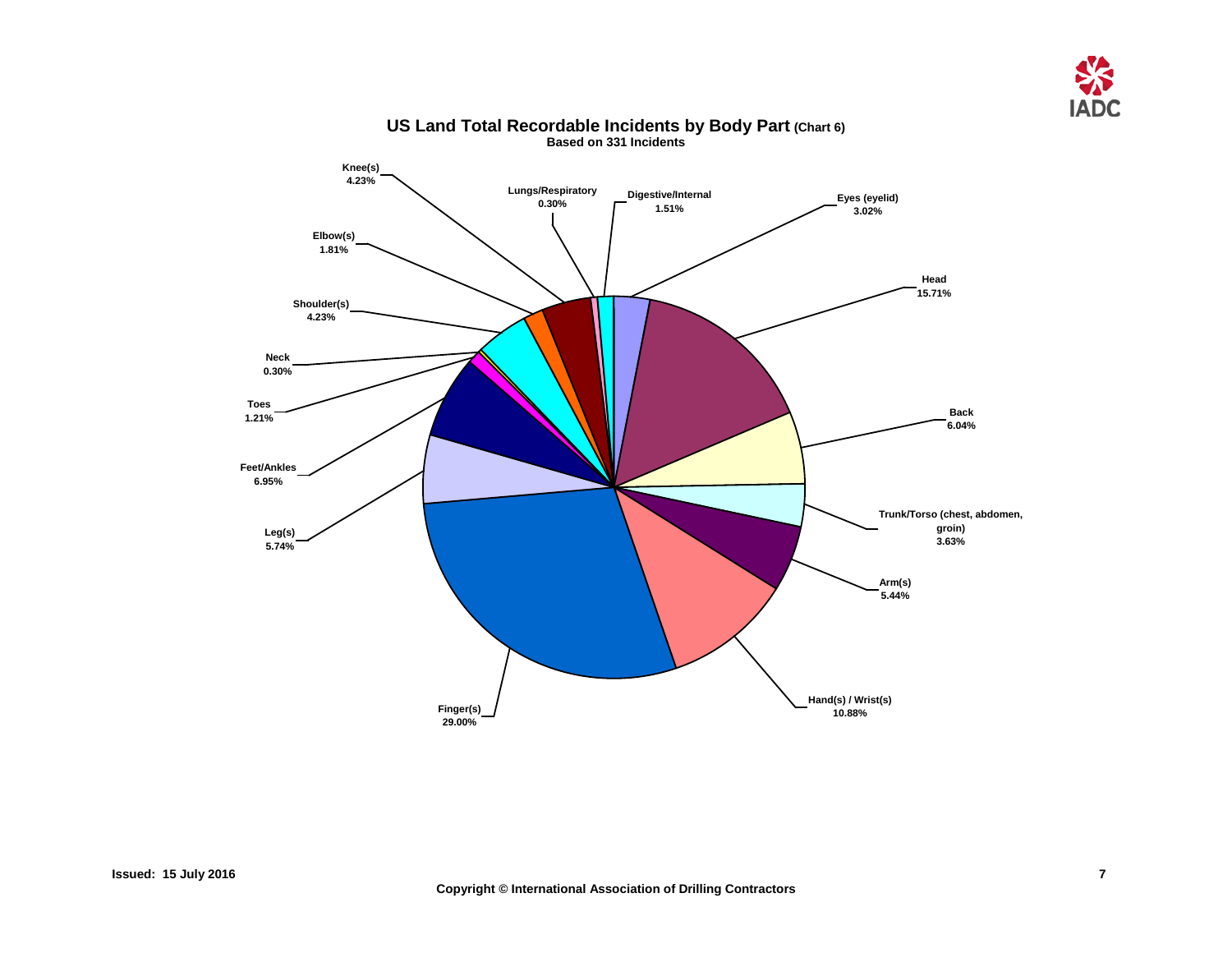## US Land Total Recordable Incidents by Body Part (Chart 6)

**Based on 331 Incidents**

| Body Part | Percentage |
|---|---|
| Eyes (eyelid) | 3.02% |
| Head | 15.71% |
| Back | 6.04% |
| Trunk/Torso (chest, abdomen, groin) | 3.63% |
| Arm(s) | 5.44% |
| Hand(s) / Wrist(s) | 10.88% |
| Finger(s) | 29.00% |
| Leg(s) | 5.74% |
| Feet/Ankles | 6.95% |
| Toes | 1.21% |
| Neck | 0.30% |
| Shoulder(s) | 4.23% |
| Elbow(s) | 1.81% |
| Knee(s) | 4.23% |
| Lungs/Respiratory | 0.30% |
| Digestive/Internal | 1.51% |

Issued: 15 July 2016

Copyright © International Association of Drilling Contractors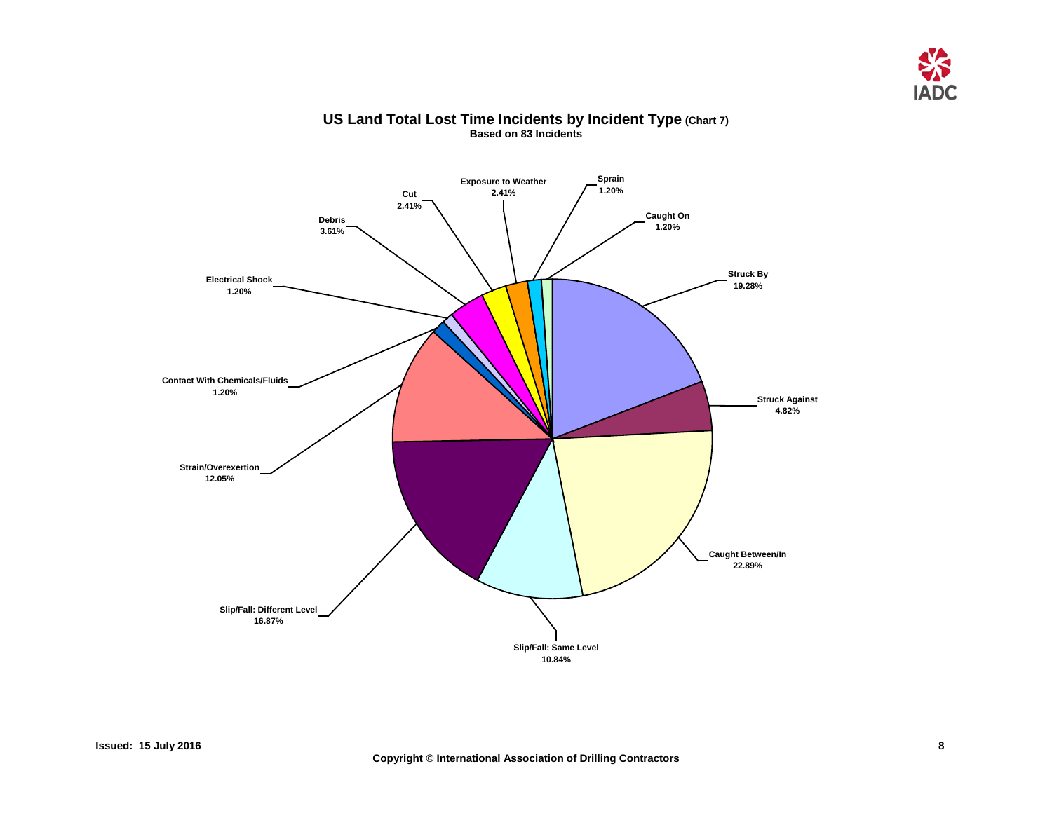## US Land Total Lost Time Incidents by Incident Type (Chart 7)

**Based on 83 Incidents**

| Incident Type | Percentage |
| --- | --- |
| Struck By | 19.28% |
| Struck Against | 4.82% |
| Caught Between/In | 22.89% |
| Slip/Fall: Same Level | 10.84% |
| Slip/Fall: Different Level | 16.87% |
| Strain/Overexertion | 12.05% |
| Contact With Chemicals/Fluids | 1.20% |
| Electrical Shock | 1.20% |
| Debris | 3.61% |
| Cut | 2.41% |
| Exposure to Weather | 2.41% |
| Sprain | 1.20% |
| Caught On | 1.20% |

Issued: 15 July 2016

Copyright © International Association of Drilling Contractors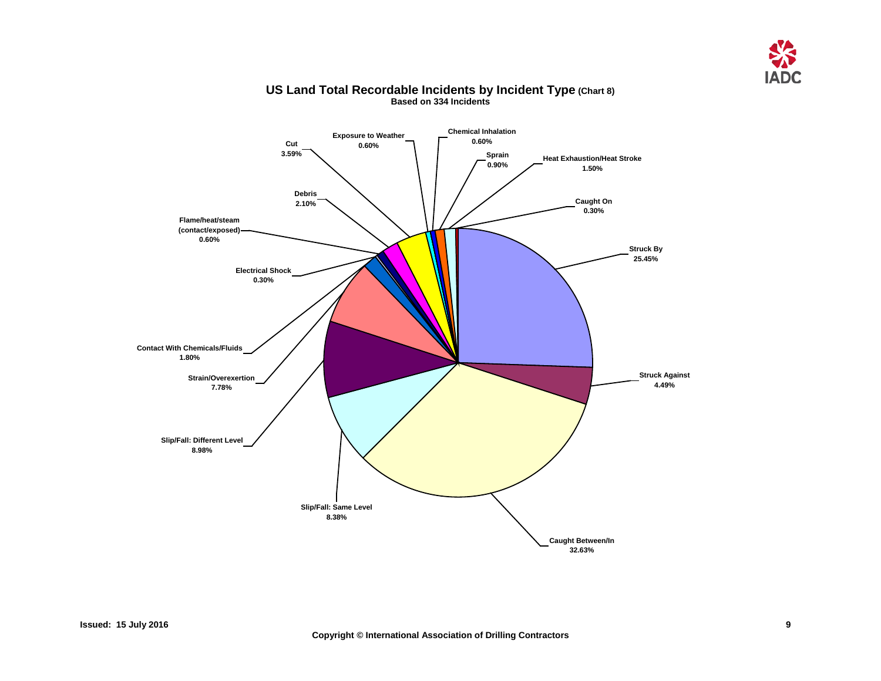## US Land Total Recordable Incidents by Incident Type (Chart 8)

**Based on 334 Incidents**

| Incident Type | Percentage |
|---|---|
| Struck By | 25.45% |
| Struck Against | 4.49% |
| Caught Between/In | 32.63% |
| Slip/Fall: Same Level | 8.38% |
| Slip/Fall: Different Level | 8.98% |
| Strain/Overexertion | 7.78% |
| Contact With Chemicals/Fluids | 1.80% |
| Electrical Shock | 0.30% |
| Flame/heat/steam (contact/exposed) | 0.60% |
| Debris | 2.10% |
| Cut | 3.59% |
| Exposure to Weather | 0.60% |
| Chemical Inhalation | 0.60% |
| Sprain | 0.90% |
| Heat Exhaustion/Heat Stroke | 1.50% |
| Caught On | 0.30% |

Issued: 15 July 2016

Copyright © International Association of Drilling Contractors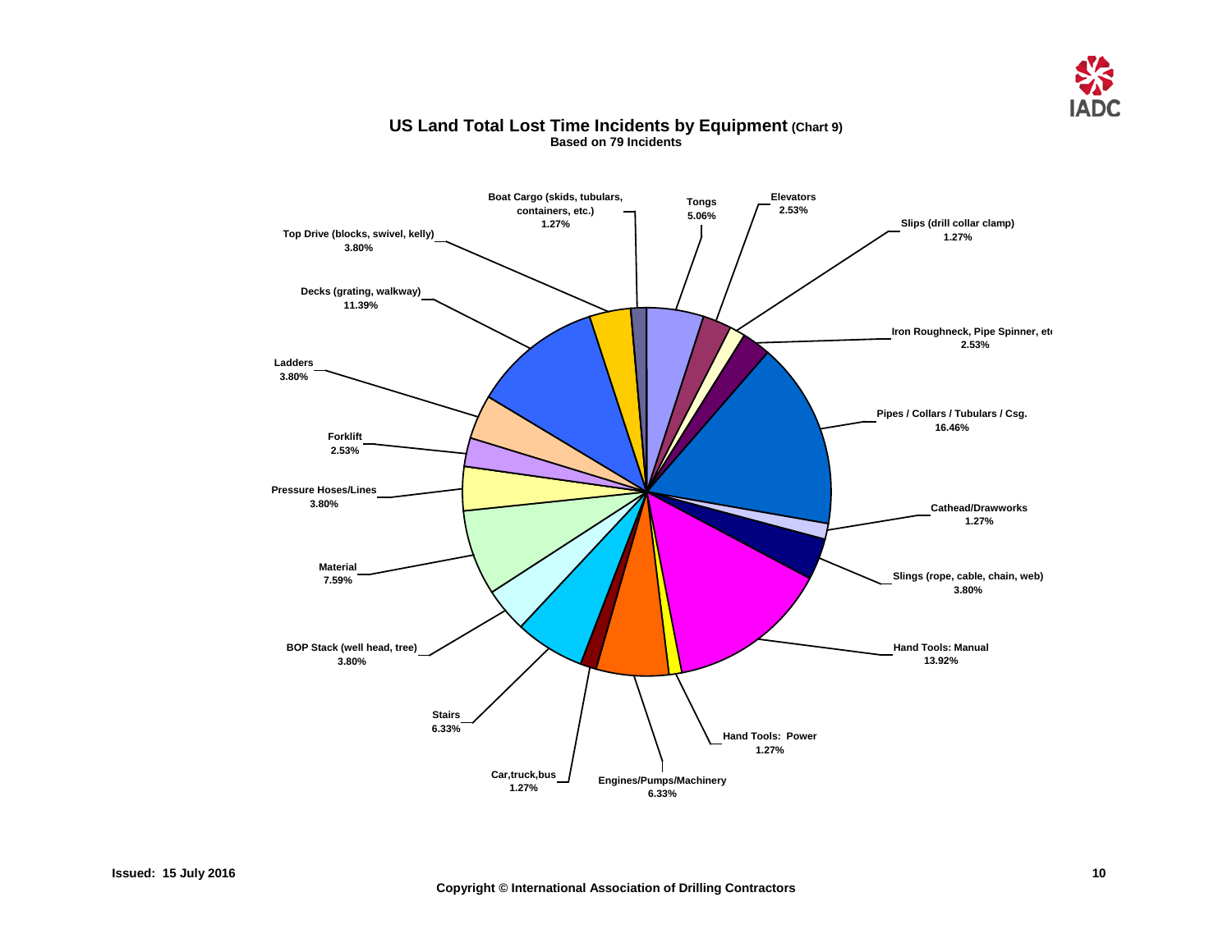# US Land Total Lost Time Incidents by Equipment (Chart 9)

**Based on 79 Incidents**

| Equipment | Percentage |
|---|---|
| Tongs | 5.06% |
| Elevators | 2.53% |
| Slips (drill collar clamp) | 1.27% |
| Iron Roughneck, Pipe Spinner, etc | 2.53% |
| Pipes / Collars / Tubulars / Csg. | 16.46% |
| Cathead/Drawworks | 1.27% |
| Slings (rope, cable, chain, web) | 3.80% |
| Hand Tools: Manual | 13.92% |
| Hand Tools: Power | 1.27% |
| Engines/Pumps/Machinery | 6.33% |
| Car,truck,bus | 1.27% |
| Stairs | 6.33% |
| BOP Stack (well head, tree) | 3.80% |
| Material | 7.59% |
| Pressure Hoses/Lines | 3.80% |
| Forklift | 2.53% |
| Ladders | 3.80% |
| Decks (grating, walkway) | 11.39% |
| Top Drive (blocks, swivel, kelly) | 3.80% |
| Boat Cargo (skids, tubulars, containers, etc.) | 1.27% |

Issued: 15 July 2016

Copyright © International Association of Drilling Contractors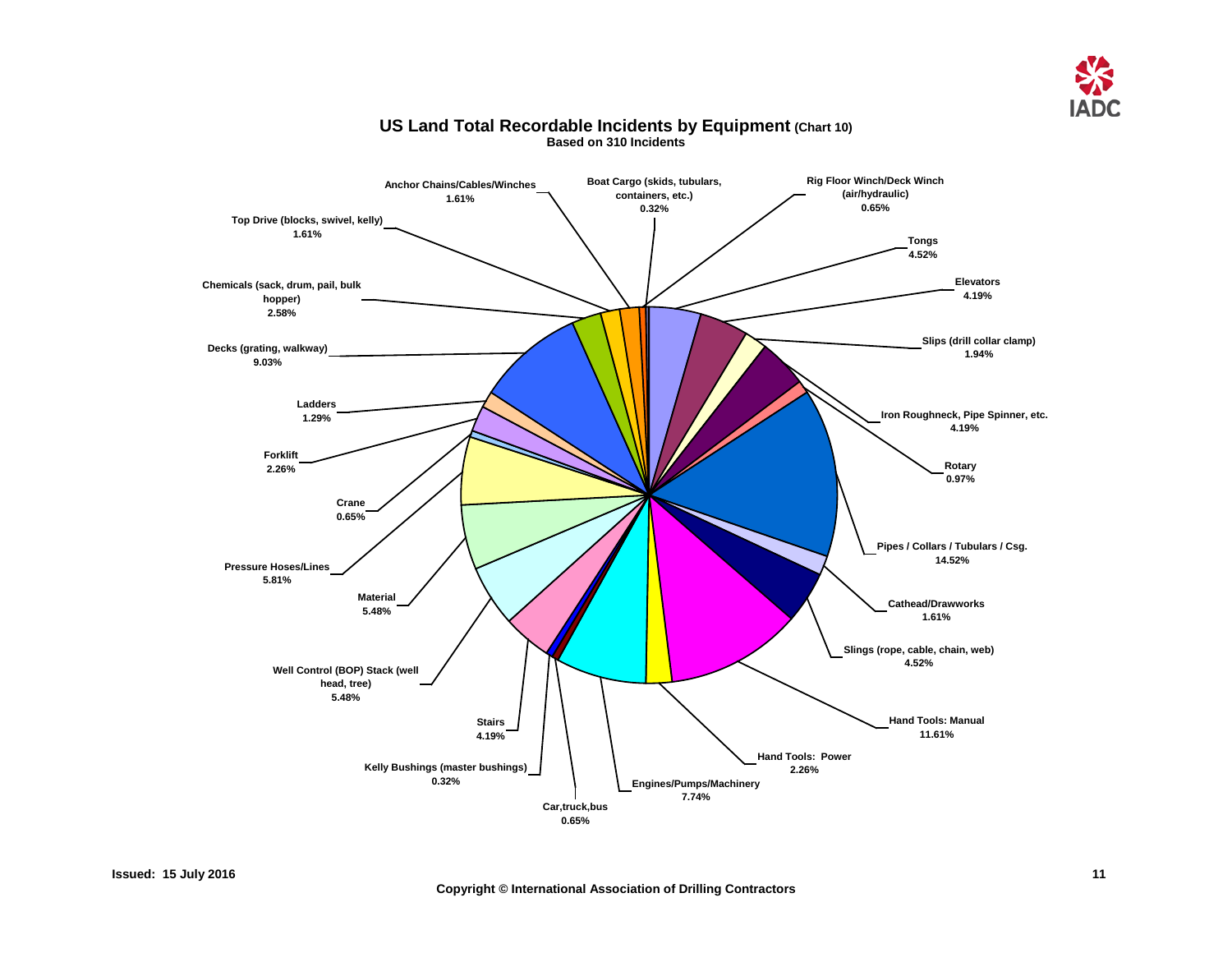## US Land Total Recordable Incidents by Equipment (Chart 10)

**Based on 310 Incidents**

| Equipment | Percentage |
| --- | --- |
| Anchor Chains/Cables/Winches | 1.61% |
| Boat Cargo (skids, tubulars, containers, etc.) | 0.32% |
| Rig Floor Winch/Deck Winch (air/hydraulic) | 0.65% |
| Tongs | 4.52% |
| Elevators | 4.19% |
| Slips (drill collar clamp) | 1.94% |
| Iron Roughneck, Pipe Spinner, etc. | 4.19% |
| Rotary | 0.97% |
| Pipes / Collars / Tubulars / Csg. | 14.52% |
| Cathead/Drawworks | 1.61% |
| Slings (rope, cable, chain, web) | 4.52% |
| Hand Tools: Manual | 11.61% |
| Hand Tools: Power | 2.26% |
| Engines/Pumps/Machinery | 7.74% |
| Car,truck,bus | 0.65% |
| Kelly Bushings (master bushings) | 0.32% |
| Stairs | 4.19% |
| Well Control (BOP) Stack (well head, tree) | 5.48% |
| Material | 5.48% |
| Pressure Hoses/Lines | 5.81% |
| Crane | 0.65% |
| Forklift | 2.26% |
| Ladders | 1.29% |
| Decks (grating, walkway) | 9.03% |
| Chemicals (sack, drum, pail, bulk hopper) | 2.58% |
| Top Drive (blocks, swivel, kelly) | 1.61% |

Issued: 15 July 2016

Copyright © International Association of Drilling Contractors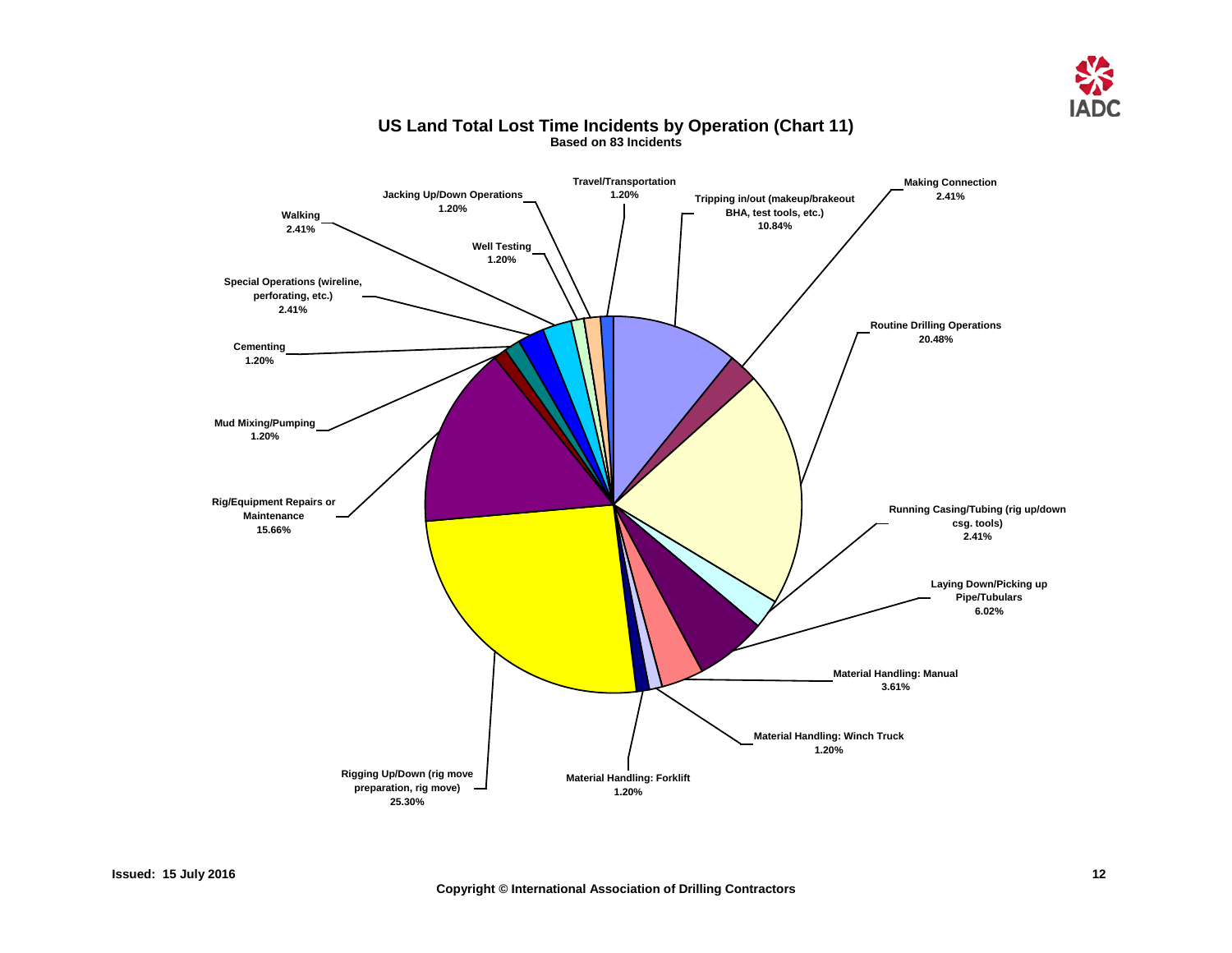## US Land Total Lost Time Incidents by Operation (Chart 11)

**Based on 83 Incidents**

| Operation | Percentage |
|---|---|
| Tripping in/out (makeup/brakeout BHA, test tools, etc.) | 10.84% |
| Making Connection | 2.41% |
| Routine Drilling Operations | 20.48% |
| Running Casing/Tubing (rig up/down csg. tools) | 2.41% |
| Laying Down/Picking up Pipe/Tubulars | 6.02% |
| Material Handling: Manual | 3.61% |
| Material Handling: Winch Truck | 1.20% |
| Material Handling: Forklift | 1.20% |
| Rigging Up/Down (rig move preparation, rig move) | 25.30% |
| Rig/Equipment Repairs or Maintenance | 15.66% |
| Mud Mixing/Pumping | 1.20% |
| Cementing | 1.20% |
| Special Operations (wireline, perforating, etc.) | 2.41% |
| Walking | 2.41% |
| Well Testing | 1.20% |
| Jacking Up/Down Operations | 1.20% |
| Travel/Transportation | 1.20% |

Issued: 15 July 2016

Copyright © International Association of Drilling Contractors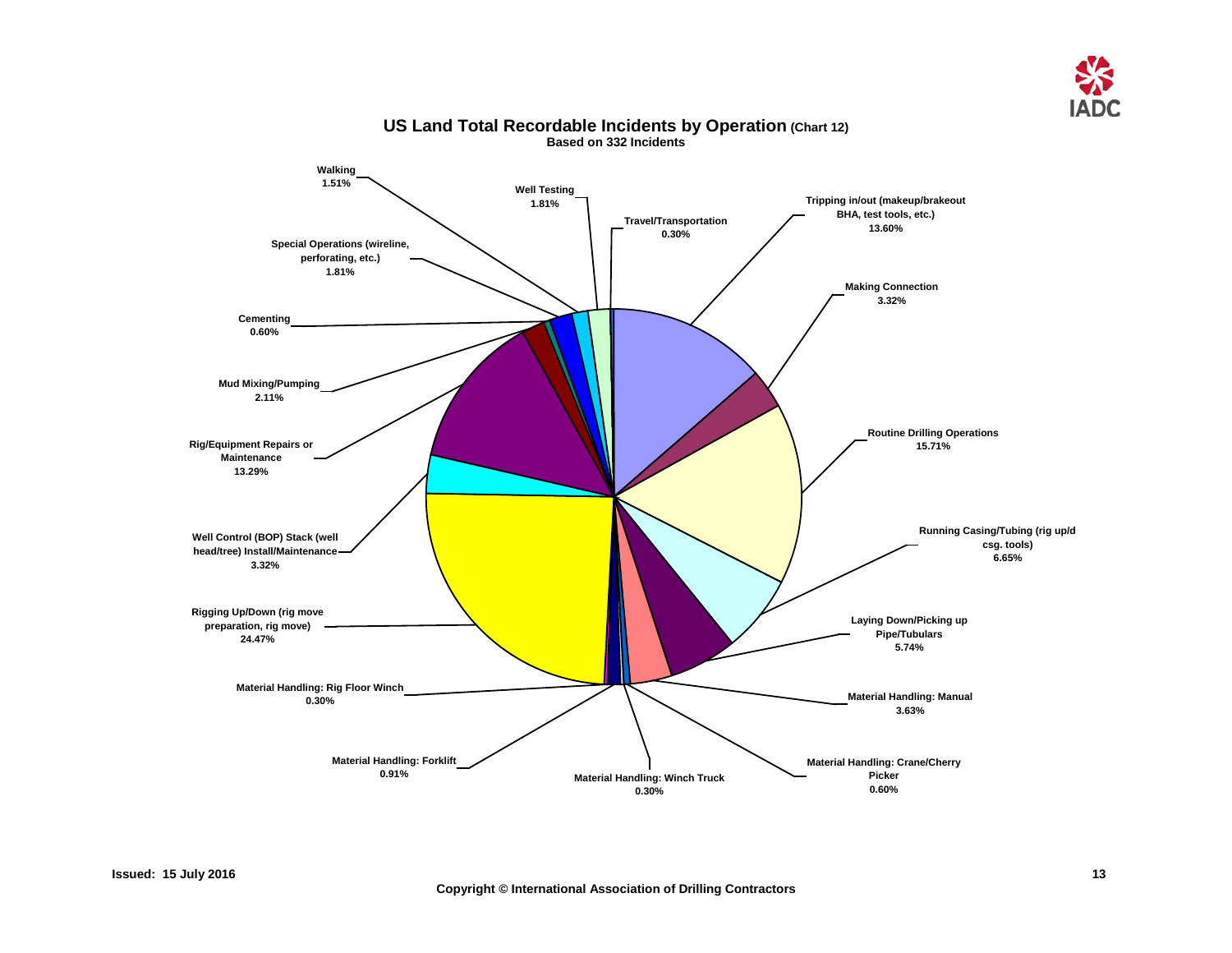# US Land Total Recordable Incidents by Operation (Chart 12)

**Based on 332 Incidents**

| Operation | Percentage |
| --- | --- |
| Tripping in/out (makeup/brakeout BHA, test tools, etc.) | 13.60% |
| Making Connection | 3.32% |
| Routine Drilling Operations | 15.71% |
| Running Casing/Tubing (rig up/d csg. tools) | 6.65% |
| Laying Down/Picking up Pipe/Tubulars | 5.74% |
| Material Handling: Manual | 3.63% |
| Material Handling: Crane/Cherry Picker | 0.60% |
| Material Handling: Winch Truck | 0.30% |
| Material Handling: Forklift | 0.91% |
| Material Handling: Rig Floor Winch | 0.30% |
| Rigging Up/Down (rig move preparation, rig move) | 24.47% |
| Well Control (BOP) Stack (well head/tree) Install/Maintenance | 3.32% |
| Rig/Equipment Repairs or Maintenance | 13.29% |
| Mud Mixing/Pumping | 2.11% |
| Cementing | 0.60% |
| Special Operations (wireline, perforating, etc.) | 1.81% |
| Walking | 1.51% |
| Well Testing | 1.81% |
| Travel/Transportation | 0.30% |

Issued: 15 July 2016

Copyright © International Association of Drilling Contractors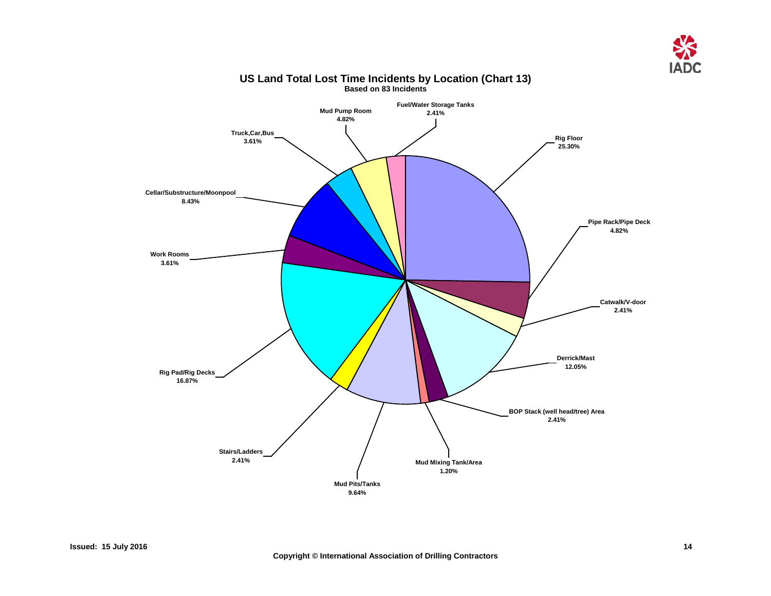## US Land Total Lost Time Incidents by Location (Chart 13)

**Based on 83 Incidents**

| Location | Percentage |
|---|---|
| Rig Floor | 25.30% |
| Pipe Rack/Pipe Deck | 4.82% |
| Catwalk/V-door | 2.41% |
| Derrick/Mast | 12.05% |
| BOP Stack (well head/tree) Area | 2.41% |
| Mud Mixing Tank/Area | 1.20% |
| Mud Pits/Tanks | 9.64% |
| Stairs/Ladders | 2.41% |
| Rig Pad/Rig Decks | 16.87% |
| Work Rooms | 3.61% |
| Cellar/Substructure/Moonpool | 8.43% |
| Truck,Car,Bus | 3.61% |
| Mud Pump Room | 4.82% |
| Fuel/Water Storage Tanks | 2.41% |

**Issued: 15 July 2016**

**Copyright © International Association of Drilling Contractors**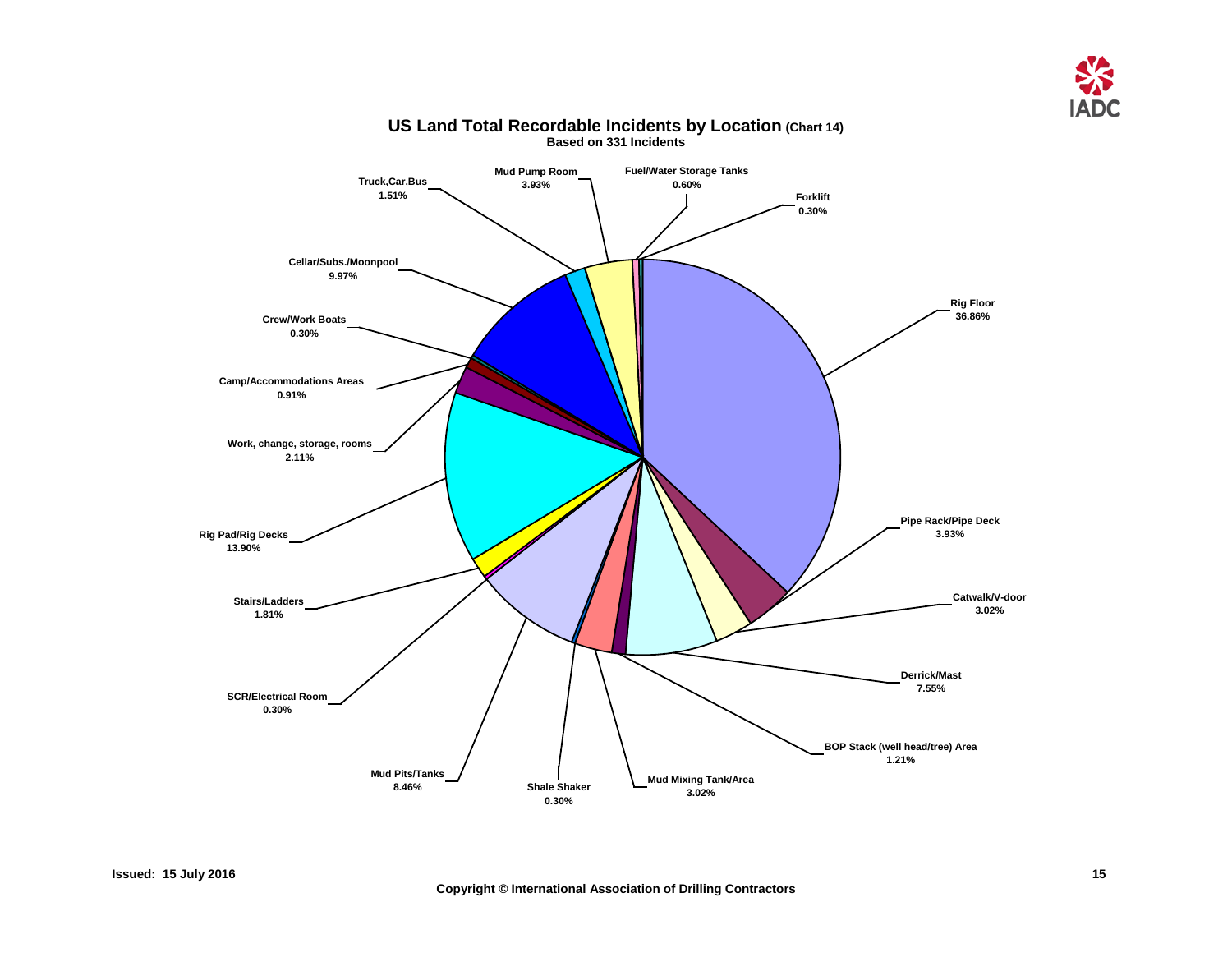## US Land Total Recordable Incidents by Location (Chart 14)

**Based on 331 Incidents**

| Location | Percentage |
|---|---|
| Rig Floor | 36.86% |
| Pipe Rack/Pipe Deck | 3.93% |
| Catwalk/V-door | 3.02% |
| Derrick/Mast | 7.55% |
| BOP Stack (well head/tree) Area | 1.21% |
| Mud Mixing Tank/Area | 3.02% |
| Shale Shaker | 0.30% |
| Mud Pits/Tanks | 8.46% |
| SCR/Electrical Room | 0.30% |
| Stairs/Ladders | 1.81% |
| Rig Pad/Rig Decks | 13.90% |
| Work, change, storage, rooms | 2.11% |
| Camp/Accommodations Areas | 0.91% |
| Crew/Work Boats | 0.30% |
| Cellar/Subs./Moonpool | 9.97% |
| Truck,Car,Bus | 1.51% |
| Mud Pump Room | 3.93% |
| Fuel/Water Storage Tanks | 0.60% |
| Forklift | 0.30% |

**Issued: 15 July 2016**

**Copyright © International Association of Drilling Contractors**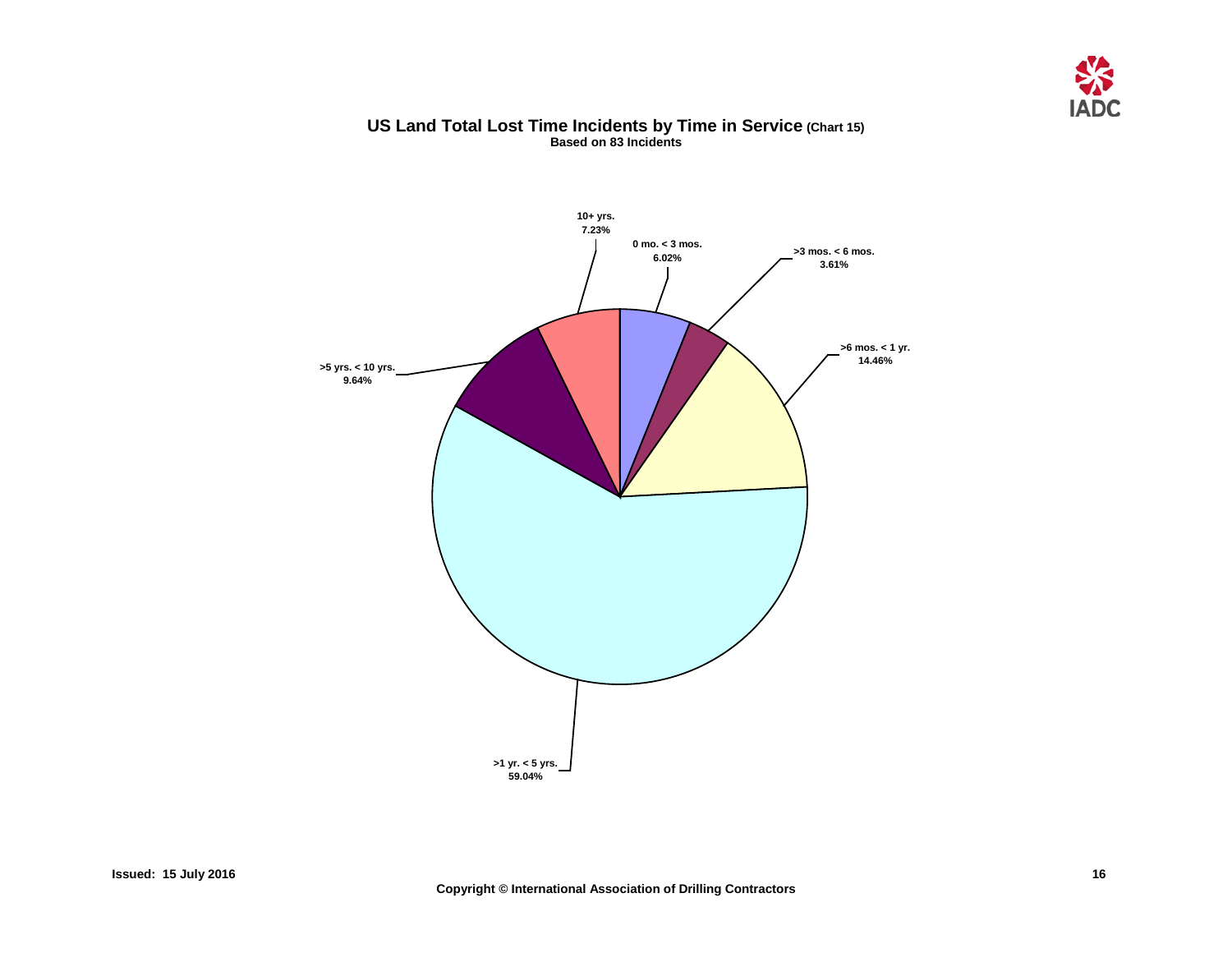## US Land Total Lost Time Incidents by Time in Service (Chart 15)

**Based on 83 Incidents**

| Time in Service | Percentage |
|---|---|
| 0 mo. < 3 mos. | 6.02% |
| >3 mos. < 6 mos. | 3.61% |
| >6 mos. < 1 yr. | 14.46% |
| >1 yr. < 5 yrs. | 59.04% |
| >5 yrs. < 10 yrs. | 9.64% |
| 10+ yrs. | 7.23% |

Issued: 15 July 2016

Copyright © International Association of Drilling Contractors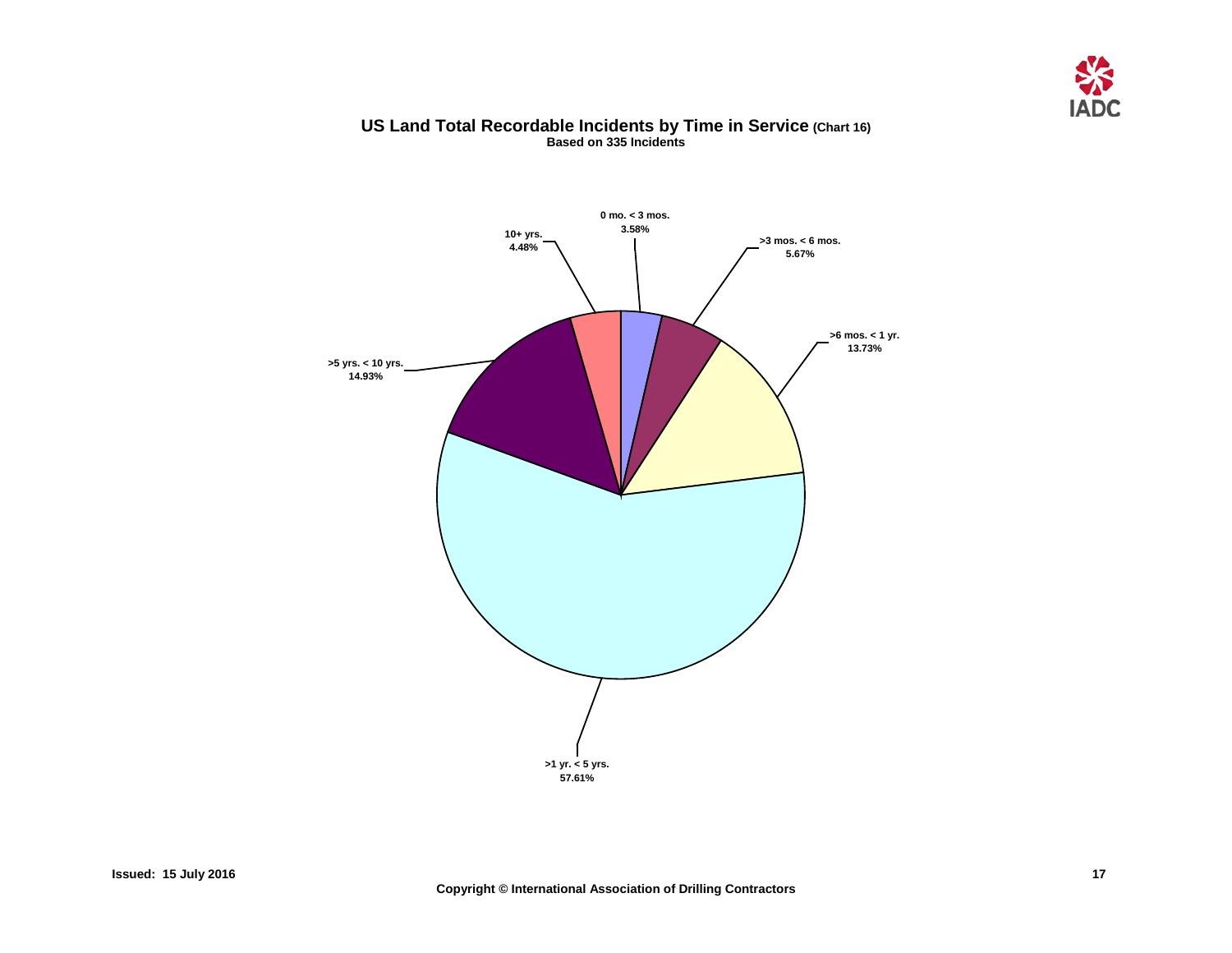# US Land Total Recordable Incidents by Time in Service (Chart 16)

**Based on 335 Incidents**

| Time in Service | Percentage |
|---|---|
| 0 mo. < 3 mos. | 3.58% |
| >3 mos. < 6 mos. | 5.67% |
| >6 mos. < 1 yr. | 13.73% |
| >1 yr. < 5 yrs. | 57.61% |
| >5 yrs. < 10 yrs. | 14.93% |
| 10+ yrs. | 4.48% |

Issued: 15 July 2016

Copyright © International Association of Drilling Contractors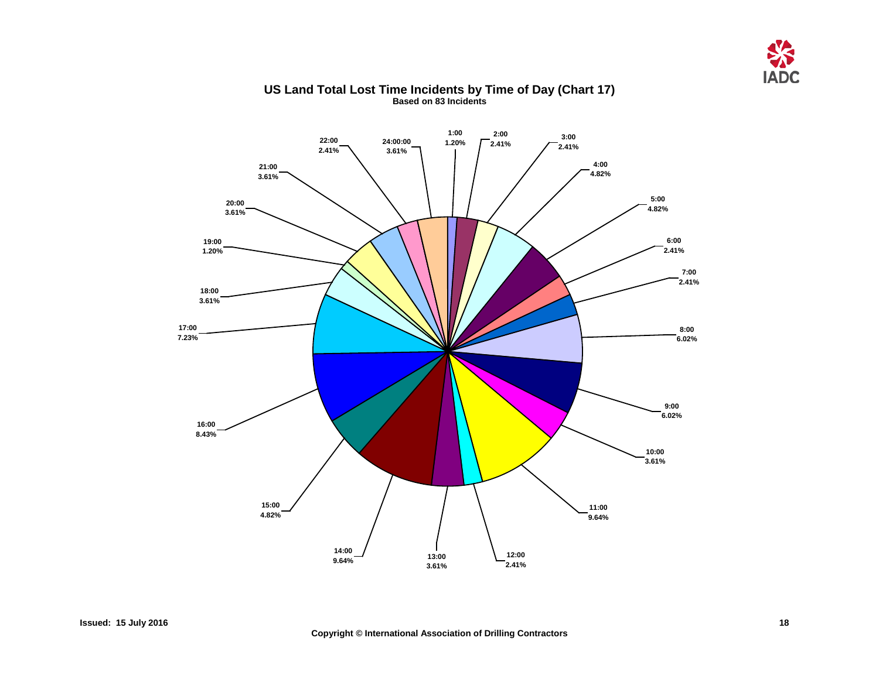# US Land Total Lost Time Incidents by Time of Day (Chart 17)

**Based on 83 Incidents**

| Time of Day | Percentage |
|---|---|
| 1:00 | 1.20% |
| 2:00 | 2.41% |
| 3:00 | 2.41% |
| 4:00 | 4.82% |
| 5:00 | 4.82% |
| 6:00 | 2.41% |
| 7:00 | 2.41% |
| 8:00 | 6.02% |
| 9:00 | 6.02% |
| 10:00 | 3.61% |
| 11:00 | 9.64% |
| 12:00 | 2.41% |
| 13:00 | 3.61% |
| 14:00 | 9.64% |
| 15:00 | 4.82% |
| 16:00 | 8.43% |
| 17:00 | 7.23% |
| 18:00 | 3.61% |
| 19:00 | 1.20% |
| 20:00 | 3.61% |
| 21:00 | 3.61% |
| 22:00 | 2.41% |
| 24:00:00 | 3.61% |

Issued: 15 July 2016

Copyright © International Association of Drilling Contractors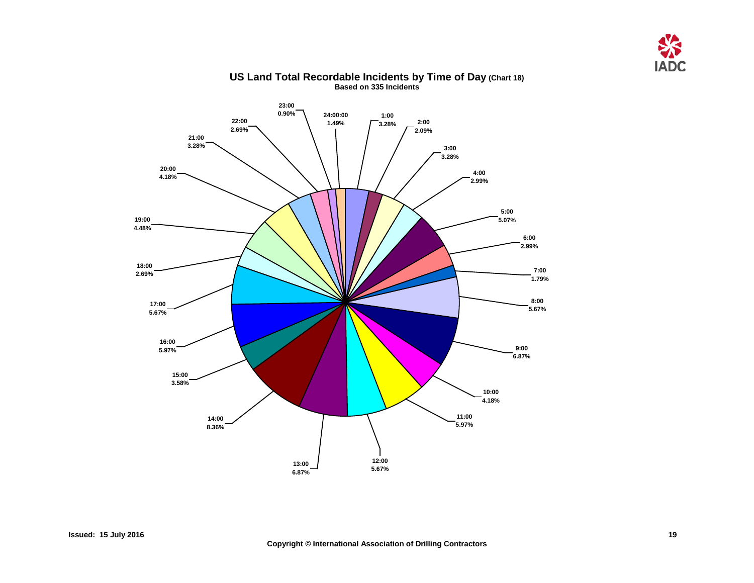# US Land Total Recordable Incidents by Time of Day (Chart 18)

**Based on 335 Incidents**

| Time | Percentage |
|---|---|
| 1:00 | 3.28% |
| 2:00 | 2.09% |
| 3:00 | 3.28% |
| 4:00 | 2.99% |
| 5:00 | 5.07% |
| 6:00 | 2.99% |
| 7:00 | 1.79% |
| 8:00 | 5.67% |
| 9:00 | 6.87% |
| 10:00 | 4.18% |
| 11:00 | 5.97% |
| 12:00 | 5.67% |
| 13:00 | 6.87% |
| 14:00 | 8.36% |
| 15:00 | 3.58% |
| 16:00 | 5.97% |
| 17:00 | 5.67% |
| 18:00 | 2.69% |
| 19:00 | 4.48% |
| 20:00 | 4.18% |
| 21:00 | 3.28% |
| 22:00 | 2.69% |
| 23:00 | 0.90% |
| 24:00:00 | 1.49% |

**Issued: 15 July 2016**

**Copyright © International Association of Drilling Contractors**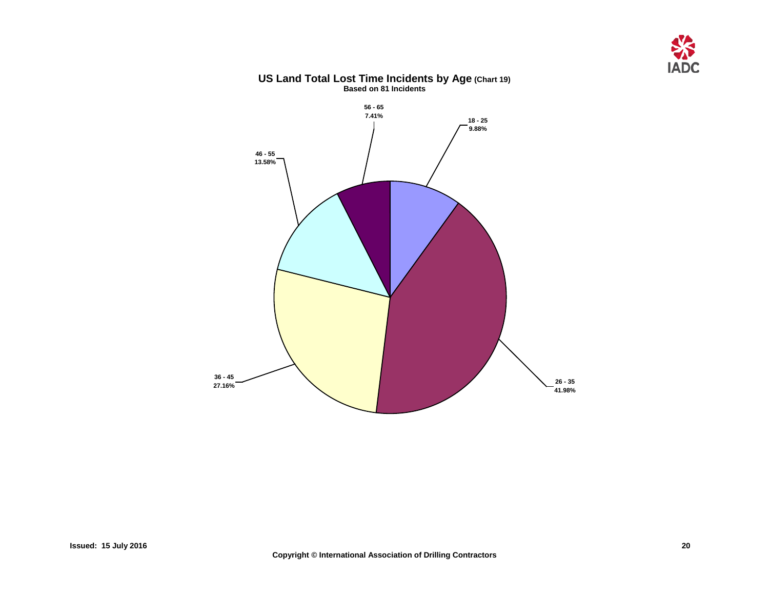## US Land Total Lost Time Incidents by Age (Chart 19)

**Based on 81 Incidents**

| Age | Percentage |
|---|---|
| 18 - 25 | 9.88% |
| 26 - 35 | 41.98% |
| 36 - 45 | 27.16% |
| 46 - 55 | 13.58% |
| 56 - 65 | 7.41% |

Issued: 15 July 2016

Copyright © International Association of Drilling Contractors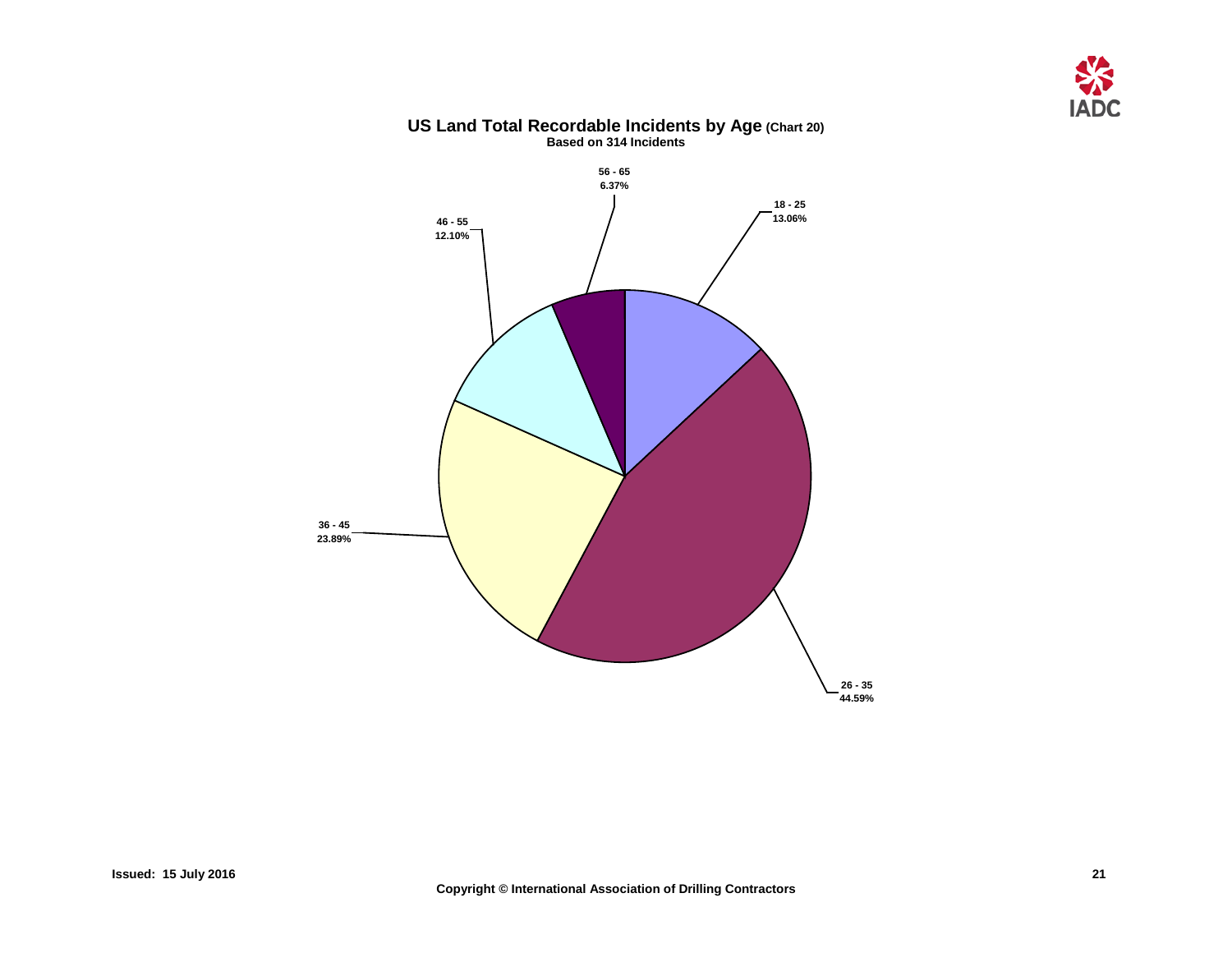## US Land Total Recordable Incidents by Age (Chart 20)

**Based on 314 Incidents**

56 - 65
6.37%

18 - 25
13.06%

46 - 55
12.10%

36 - 45
23.89%

26 - 35
44.59%

Issued: 15 July 2016

Copyright © International Association of Drilling Contractors